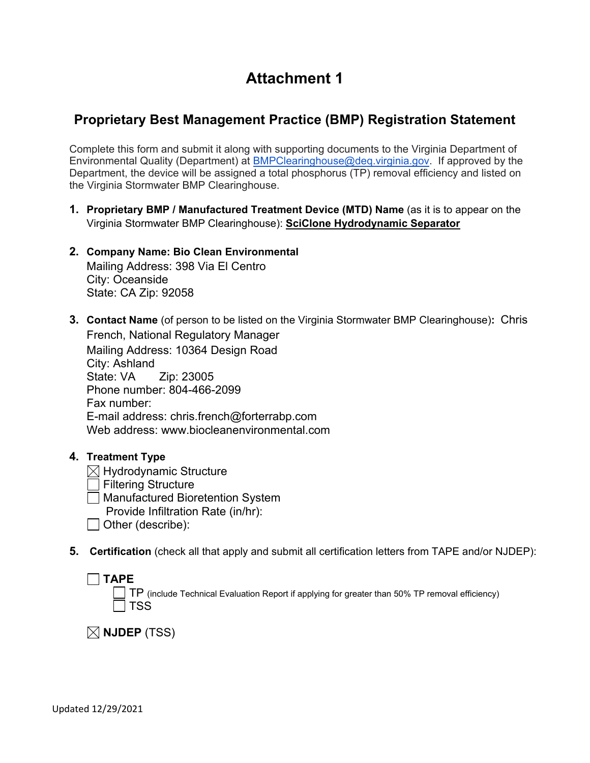# Attachment 1

## Proprietary Best Management Practice (BMP) Registration Statement

Complete this form and submit it along with supporting documents to the Virginia Department of Environmental Quality (Department) at BMPClearinghouse@deq.virginia.gov. If approved by the Department, the device will be assigned a total phosphorus (TP) removal efficiency and listed on the Virginia Stormwater BMP Clearinghouse.

1. **Proprietary BMP / Manufactured Treatment Device (MTD) Name** (as it is to appear on the Virginia Stormwater BMP Clearinghouse): **SciClone Hydrodynamic Separator**

2. **Company Name: Bio Clean Environmental**
   Mailing Address: 398 Via El Centro
   City: Oceanside
   State: CA Zip: 92058

3. **Contact Name** (of person to be listed on the Virginia Stormwater BMP Clearinghouse)**:** Chris French, National Regulatory Manager
   Mailing Address: 10364 Design Road
   City: Ashland
   State: VA Zip: 23005
   Phone number: 804-466-2099
   Fax number:
   E-mail address: chris.french@forterrabp.com
   Web address: www.biocleanenvironmental.com

4. **Treatment Type**
   - ☒ Hydrodynamic Structure
   - ☐ Filtering Structure
   - ☐ Manufactured Bioretention System
     Provide Infiltration Rate (in/hr):
   - ☐ Other (describe):

5. **Certification** (check all that apply and submit all certification letters from TAPE and/or NJDEP):

   ☐ **TAPE**
   - ☐ TP (include Technical Evaluation Report if applying for greater than 50% TP removal efficiency)
   - ☐ TSS

   ☒ **NJDEP** (TSS)

Updated 12/29/2021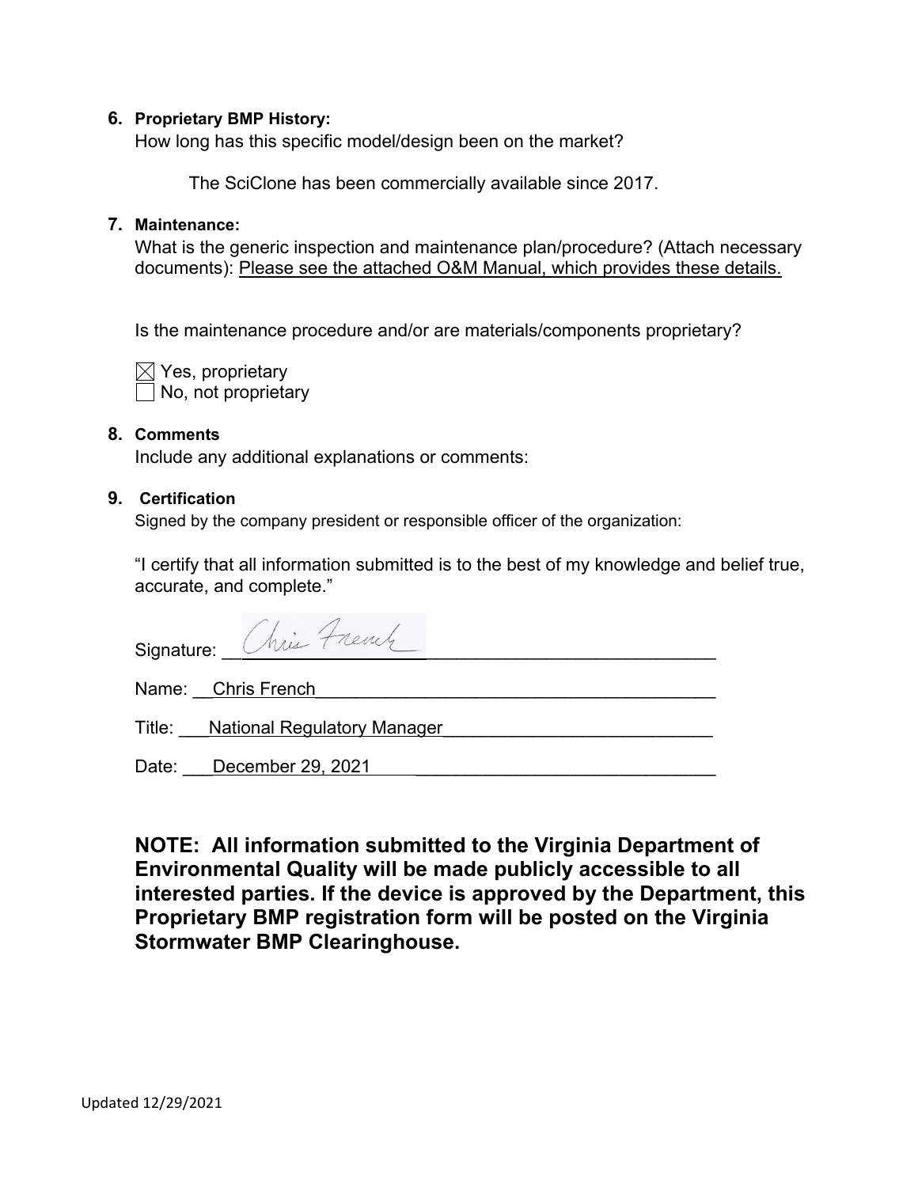6. **Proprietary BMP History:**

   How long has this specific model/design been on the market?

   The SciClone has been commercially available since 2017.

7. **Maintenance:**

   What is the generic inspection and maintenance plan/procedure? (Attach necessary documents): Please see the attached O&M Manual, which provides these details.

   Is the maintenance procedure and/or are materials/components proprietary?

   ☒ Yes, proprietary
   ☐ No, not proprietary

8. **Comments**

   Include any additional explanations or comments:

9. **Certification**

   Signed by the company president or responsible officer of the organization:

   "I certify that all information submitted is to the best of my knowledge and belief true, accurate, and complete."

   Signature: Chris French

   Name: Chris French

   Title: National Regulatory Manager

   Date: December 29, 2021

**NOTE: All information submitted to the Virginia Department of Environmental Quality will be made publicly accessible to all interested parties. If the device is approved by the Department, this Proprietary BMP registration form will be posted on the Virginia Stormwater BMP Clearinghouse.**

Updated 12/29/2021